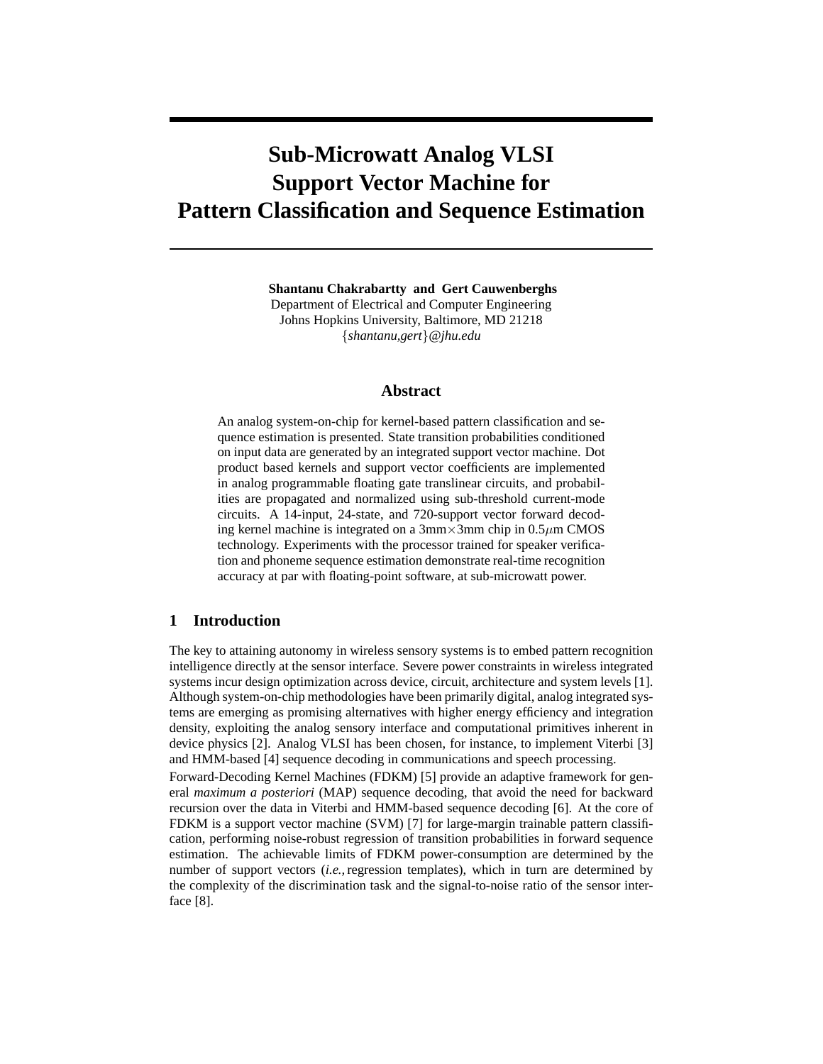# Sub-Microwatt Analog VLSI Support Vector Machine for Pattern Classification and Sequence Estimation

**Shantanu Chakrabartty and Gert Cauwenberghs**
Department of Electrical and Computer Engineering
Johns Hopkins University, Baltimore, MD 21218
{*shantanu,gert*}*@jhu.edu*

## Abstract

An analog system-on-chip for kernel-based pattern classification and sequence estimation is presented. State transition probabilities conditioned on input data are generated by an integrated support vector machine. Dot product based kernels and support vector coefficients are implemented in analog programmable floating gate translinear circuits, and probabilities are propagated and normalized using sub-threshold current-mode circuits. A 14-input, 24-state, and 720-support vector forward decoding kernel machine is integrated on a 3mm$\times$3mm chip in 0.5$\mu$m CMOS technology. Experiments with the processor trained for speaker verification and phoneme sequence estimation demonstrate real-time recognition accuracy at par with floating-point software, at sub-microwatt power.

## 1 Introduction

The key to attaining autonomy in wireless sensory systems is to embed pattern recognition intelligence directly at the sensor interface. Severe power constraints in wireless integrated systems incur design optimization across device, circuit, architecture and system levels [1]. Although system-on-chip methodologies have been primarily digital, analog integrated systems are emerging as promising alternatives with higher energy efficiency and integration density, exploiting the analog sensory interface and computational primitives inherent in device physics [2]. Analog VLSI has been chosen, for instance, to implement Viterbi [3] and HMM-based [4] sequence decoding in communications and speech processing.

Forward-Decoding Kernel Machines (FDKM) [5] provide an adaptive framework for general *maximum a posteriori* (MAP) sequence decoding, that avoid the need for backward recursion over the data in Viterbi and HMM-based sequence decoding [6]. At the core of FDKM is a support vector machine (SVM) [7] for large-margin trainable pattern classification, performing noise-robust regression of transition probabilities in forward sequence estimation. The achievable limits of FDKM power-consumption are determined by the number of support vectors (*i.e.,* regression templates), which in turn are determined by the complexity of the discrimination task and the signal-to-noise ratio of the sensor interface [8].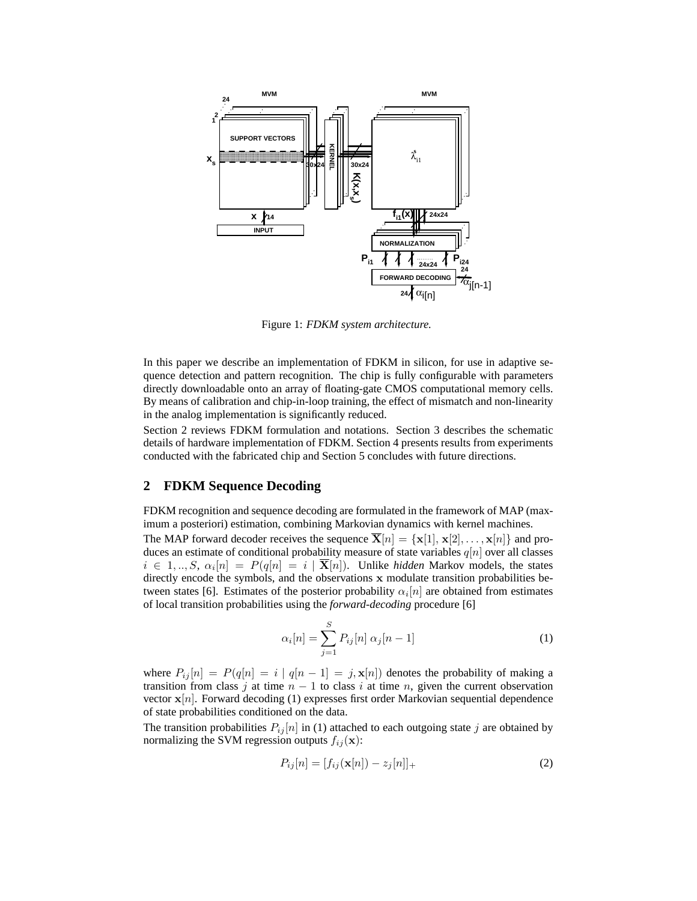Figure 1: *FDKM system architecture.*

In this paper we describe an implementation of FDKM in silicon, for use in adaptive sequence detection and pattern recognition. The chip is fully configurable with parameters directly downloadable onto an array of floating-gate CMOS computational memory cells. By means of calibration and chip-in-loop training, the effect of mismatch and non-linearity in the analog implementation is significantly reduced.

Section 2 reviews FDKM formulation and notations. Section 3 describes the schematic details of hardware implementation of FDKM. Section 4 presents results from experiments conducted with the fabricated chip and Section 5 concludes with future directions.

## 2 FDKM Sequence Decoding

FDKM recognition and sequence decoding are formulated in the framework of MAP (maximum a posteriori) estimation, combining Markovian dynamics with kernel machines.

The MAP forward decoder receives the sequence $\overline{\mathbf{X}}[n] = \{\mathbf{x}[1], \mathbf{x}[2], \ldots, \mathbf{x}[n]\}$ and produces an estimate of conditional probability measure of state variables $q[n]$ over all classes $i \in 1,..,S$, $\alpha_i[n] = P(q[n] = i \mid \overline{\mathbf{X}}[n])$. Unlike *hidden* Markov models, the states directly encode the symbols, and the observations $\mathbf{x}$ modulate transition probabilities between states [6]. Estimates of the posterior probability $\alpha_i[n]$ are obtained from estimates of local transition probabilities using the *forward-decoding* procedure [6]

$$\alpha_i[n] = \sum_{j=1}^{S} P_{ij}[n] \; \alpha_j[n-1] \tag{1}$$

where $P_{ij}[n] = P(q[n] = i \mid q[n-1] = j, \mathbf{x}[n])$ denotes the probability of making a transition from class $j$ at time $n-1$ to class $i$ at time $n$, given the current observation vector $\mathbf{x}[n]$. Forward decoding (1) expresses first order Markovian sequential dependence of state probabilities conditioned on the data.

The transition probabilities $P_{ij}[n]$ in (1) attached to each outgoing state $j$ are obtained by normalizing the SVM regression outputs $f_{ij}(\mathbf{x})$:

$$P_{ij}[n] = [f_{ij}(\mathbf{x}[n]) - z_j[n]]_+ \tag{2}$$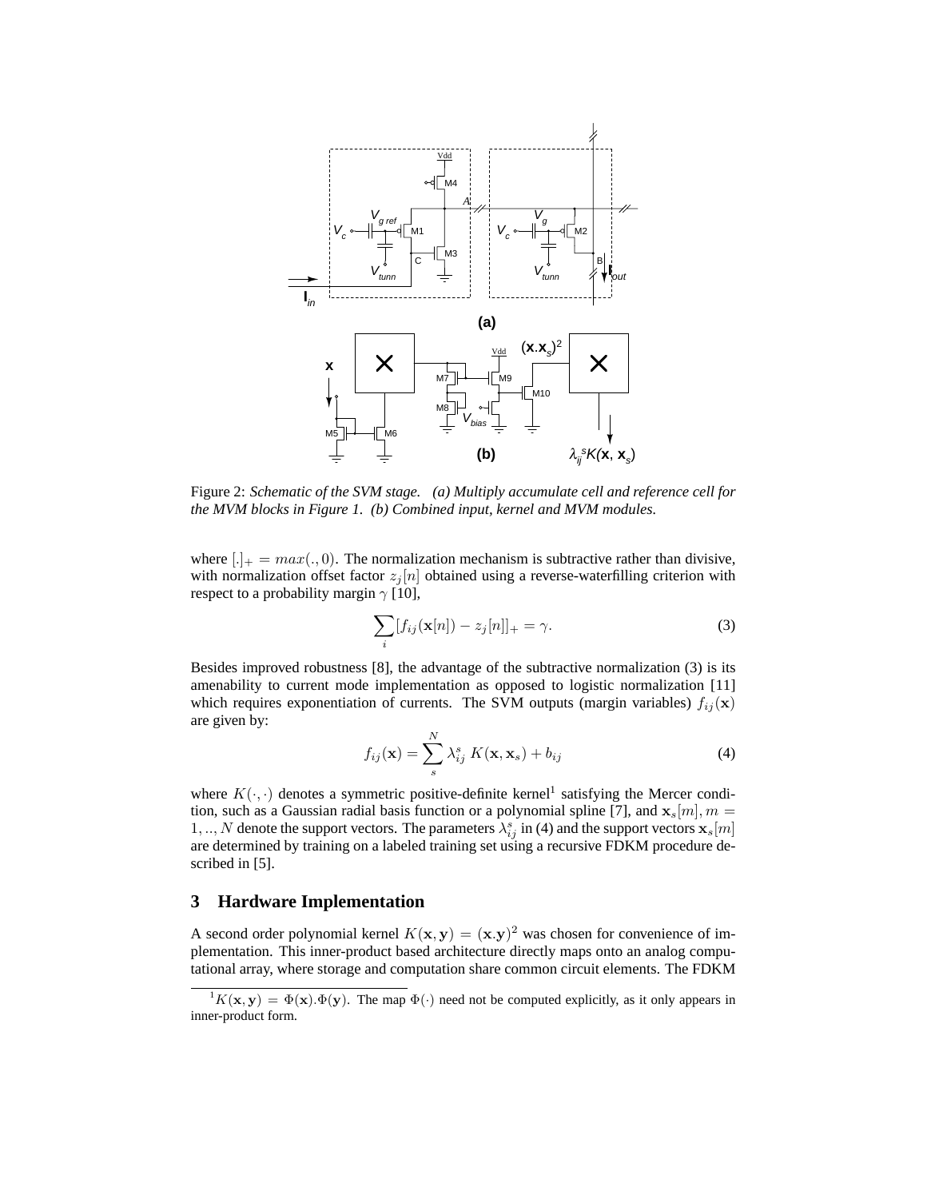Figure 2: *Schematic of the SVM stage. (a) Multiply accumulate cell and reference cell for the MVM blocks in Figure 1. (b) Combined input, kernel and MVM modules.*

where $[.]_+ = max(., 0)$. The normalization mechanism is subtractive rather than divisive, with normalization offset factor $z_j[n]$ obtained using a reverse-waterfilling criterion with respect to a probability margin $\gamma$ [10],

$$\sum_i [f_{ij}(\mathbf{x}[n]) - z_j[n]]_+ = \gamma. \tag{3}$$

Besides improved robustness [8], the advantage of the subtractive normalization (3) is its amenability to current mode implementation as opposed to logistic normalization [11] which requires exponentiation of currents. The SVM outputs (margin variables) $f_{ij}(\mathbf{x})$ are given by:

$$f_{ij}(\mathbf{x}) = \sum_s^N \lambda_{ij}^s \ K(\mathbf{x}, \mathbf{x}_s) + b_{ij} \tag{4}$$

where $K(\cdot, \cdot)$ denotes a symmetric positive-definite kernel[1] satisfying the Mercer condition, such as a Gaussian radial basis function or a polynomial spline [7], and $\mathbf{x}_s[m], m = 1, .., N$ denote the support vectors. The parameters $\lambda_{ij}^s$ in (4) and the support vectors $\mathbf{x}_s[m]$ are determined by training on a labeled training set using a recursive FDKM procedure described in [5].

## 3 Hardware Implementation

A second order polynomial kernel $K(\mathbf{x}, \mathbf{y}) = (\mathbf{x}.\mathbf{y})^2$ was chosen for convenience of implementation. This inner-product based architecture directly maps onto an analog computational array, where storage and computation share common circuit elements. The FDKM

[1] $K(\mathbf{x}, \mathbf{y}) = \Phi(\mathbf{x}).\Phi(\mathbf{y})$. The map $\Phi(\cdot)$ need not be computed explicitly, as it only appears in inner-product form.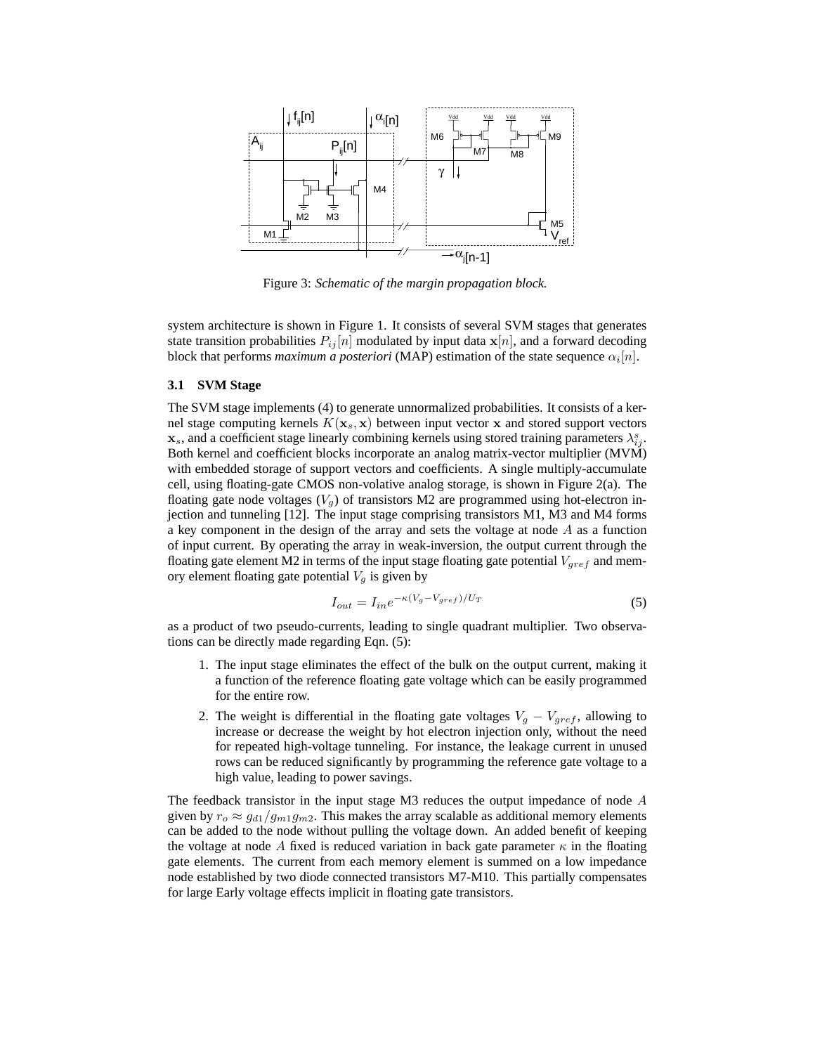Figure 3: *Schematic of the margin propagation block.*

system architecture is shown in Figure 1. It consists of several SVM stages that generates state transition probabilities $P_{ij}[n]$ modulated by input data $\mathbf{x}[n]$, and a forward decoding block that performs *maximum a posteriori* (MAP) estimation of the state sequence $\alpha_i[n]$.

### 3.1 SVM Stage

The SVM stage implements (4) to generate unnormalized probabilities. It consists of a kernel stage computing kernels $K(\mathbf{x}_s, \mathbf{x})$ between input vector $\mathbf{x}$ and stored support vectors $\mathbf{x}_s$, and a coefficient stage linearly combining kernels using stored training parameters $\lambda_{ij}^s$. Both kernel and coefficient blocks incorporate an analog matrix-vector multiplier (MVM) with embedded storage of support vectors and coefficients. A single multiply-accumulate cell, using floating-gate CMOS non-volatile analog storage, is shown in Figure 2(a). The floating gate node voltages ($V_g$) of transistors M2 are programmed using hot-electron injection and tunneling [12]. The input stage comprising transistors M1, M3 and M4 forms a key component in the design of the array and sets the voltage at node $A$ as a function of input current. By operating the array in weak-inversion, the output current through the floating gate element M2 in terms of the input stage floating gate potential $V_{gref}$ and memory element floating gate potential $V_g$ is given by

$$I_{out} = I_{in} e^{-\kappa(V_g - V_{gref})/U_T} \tag{5}$$

as a product of two pseudo-currents, leading to single quadrant multiplier. Two observations can be directly made regarding Eqn. (5):

1. The input stage eliminates the effect of the bulk on the output current, making it a function of the reference floating gate voltage which can be easily programmed for the entire row.
2. The weight is differential in the floating gate voltages $V_g - V_{gref}$, allowing to increase or decrease the weight by hot electron injection only, without the need for repeated high-voltage tunneling. For instance, the leakage current in unused rows can be reduced significantly by programming the reference gate voltage to a high value, leading to power savings.

The feedback transistor in the input stage M3 reduces the output impedance of node $A$ given by $r_o \approx g_{d1}/g_{m1}g_{m2}$. This makes the array scalable as additional memory elements can be added to the node without pulling the voltage down. An added benefit of keeping the voltage at node $A$ fixed is reduced variation in back gate parameter $\kappa$ in the floating gate elements. The current from each memory element is summed on a low impedance node established by two diode connected transistors M7-M10. This partially compensates for large Early voltage effects implicit in floating gate transistors.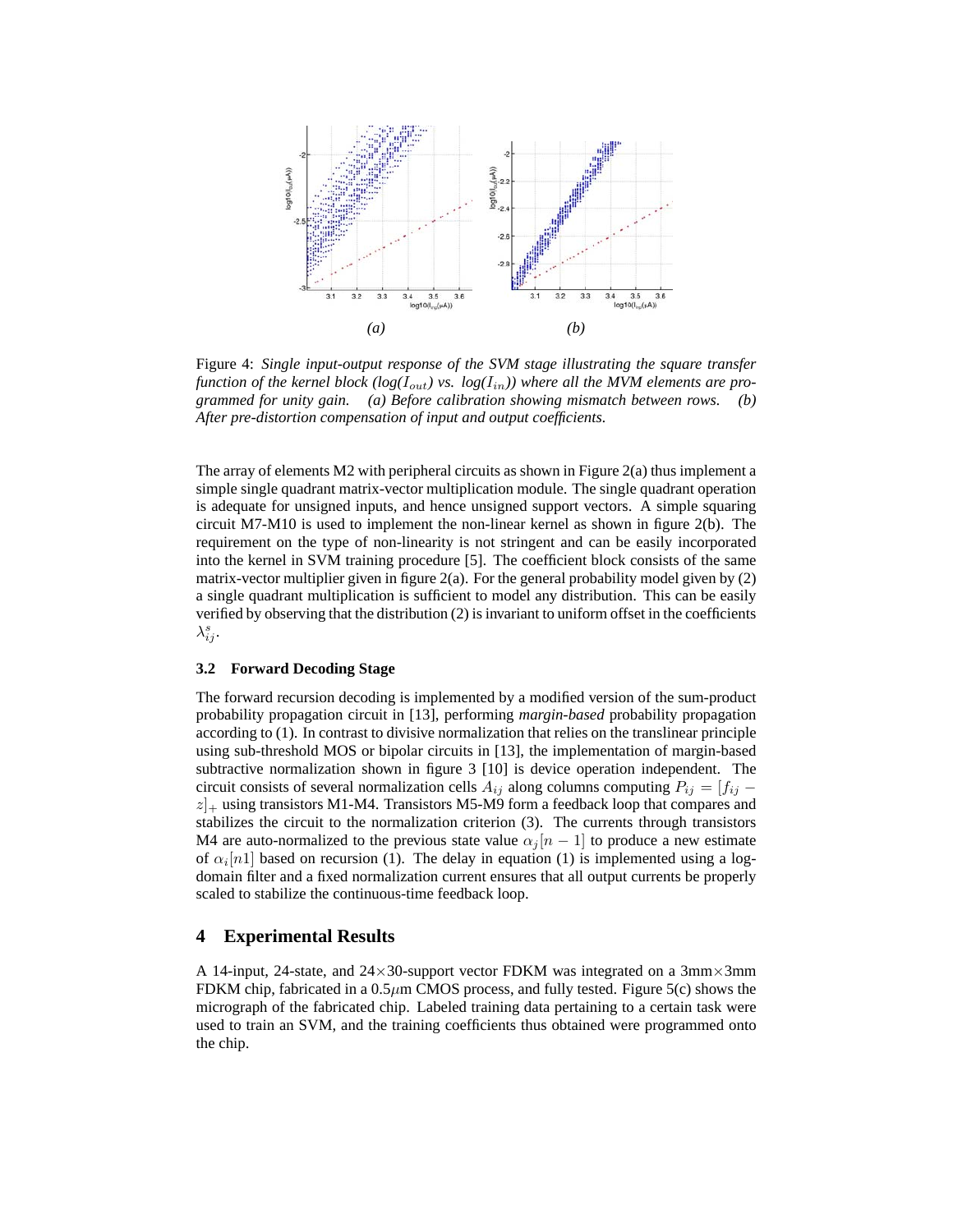Figure 4: *Single input-output response of the SVM stage illustrating the square transfer function of the kernel block (log($I_{out}$) vs. log($I_{in}$)) where all the MVM elements are programmed for unity gain. (a) Before calibration showing mismatch between rows. (b) After pre-distortion compensation of input and output coefficients.*

The array of elements M2 with peripheral circuits as shown in Figure 2(a) thus implement a simple single quadrant matrix-vector multiplication module. The single quadrant operation is adequate for unsigned inputs, and hence unsigned support vectors. A simple squaring circuit M7-M10 is used to implement the non-linear kernel as shown in figure 2(b). The requirement on the type of non-linearity is not stringent and can be easily incorporated into the kernel in SVM training procedure [5]. The coefficient block consists of the same matrix-vector multiplier given in figure 2(a). For the general probability model given by (2) a single quadrant multiplication is sufficient to model any distribution. This can be easily verified by observing that the distribution (2) is invariant to uniform offset in the coefficients $\lambda_{ij}^{s}$.

### 3.2 Forward Decoding Stage

The forward recursion decoding is implemented by a modified version of the sum-product probability propagation circuit in [13], performing *margin-based* probability propagation according to (1). In contrast to divisive normalization that relies on the translinear principle using sub-threshold MOS or bipolar circuits in [13], the implementation of margin-based subtractive normalization shown in figure 3 [10] is device operation independent. The circuit consists of several normalization cells $A_{ij}$ along columns computing $P_{ij} = [f_{ij} - z]_+$ using transistors M1-M4. Transistors M5-M9 form a feedback loop that compares and stabilizes the circuit to the normalization criterion (3). The currents through transistors M4 are auto-normalized to the previous state value $\alpha_j[n-1]$ to produce a new estimate of $\alpha_i[n1]$ based on recursion (1). The delay in equation (1) is implemented using a log-domain filter and a fixed normalization current ensures that all output currents be properly scaled to stabilize the continuous-time feedback loop.

## 4 Experimental Results

A 14-input, 24-state, and 24×30-support vector FDKM was integrated on a 3mm×3mm FDKM chip, fabricated in a 0.5$\mu$m CMOS process, and fully tested. Figure 5(c) shows the micrograph of the fabricated chip. Labeled training data pertaining to a certain task were used to train an SVM, and the training coefficients thus obtained were programmed onto the chip.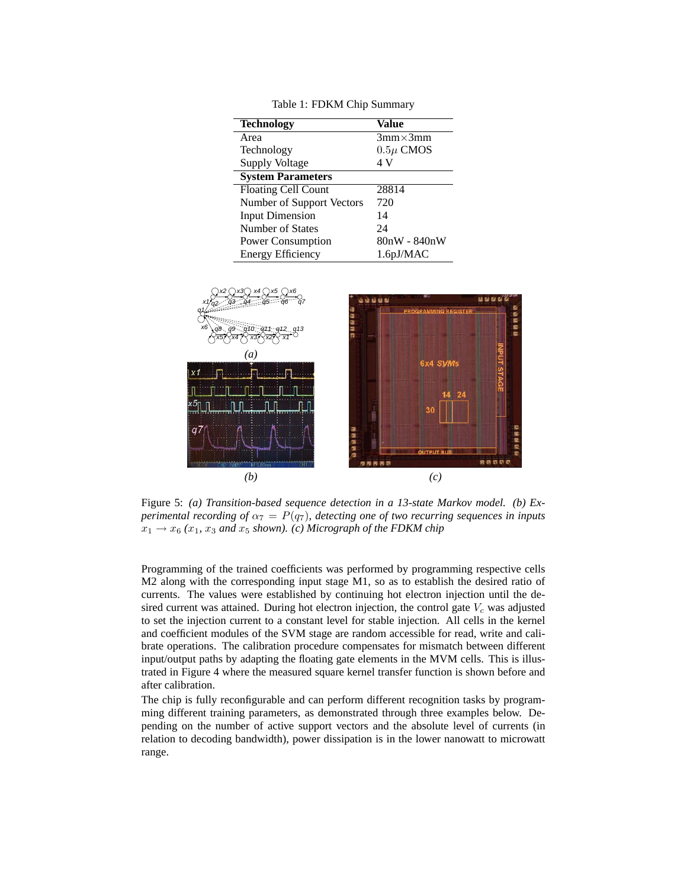Table 1: FDKM Chip Summary

| **Technology** | **Value** |
|---|---|
| Area | 3mm×3mm |
| Technology | $0.5\mu$ CMOS |
| Supply Voltage | 4 V |
| **System Parameters** | |
| Floating Cell Count | 28814 |
| Number of Support Vectors | 720 |
| Input Dimension | 14 |
| Number of States | 24 |
| Power Consumption | 80nW - 840nW |
| Energy Efficiency | 1.6pJ/MAC |

Figure 5: *(a) Transition-based sequence detection in a 13-state Markov model. (b) Experimental recording of $\alpha_7 = P(q_7)$, detecting one of two recurring sequences in inputs $x_1 \rightarrow x_6$ ($x_1$, $x_3$ and $x_5$ shown). (c) Micrograph of the FDKM chip*

Programming of the trained coefficients was performed by programming respective cells M2 along with the corresponding input stage M1, so as to establish the desired ratio of currents. The values were established by continuing hot electron injection until the desired current was attained. During hot electron injection, the control gate $V_c$ was adjusted to set the injection current to a constant level for stable injection. All cells in the kernel and coefficient modules of the SVM stage are random accessible for read, write and calibrate operations. The calibration procedure compensates for mismatch between different input/output paths by adapting the floating gate elements in the MVM cells. This is illustrated in Figure 4 where the measured square kernel transfer function is shown before and after calibration.

The chip is fully reconfigurable and can perform different recognition tasks by programming different training parameters, as demonstrated through three examples below. Depending on the number of active support vectors and the absolute level of currents (in relation to decoding bandwidth), power dissipation is in the lower nanowatt to microwatt range.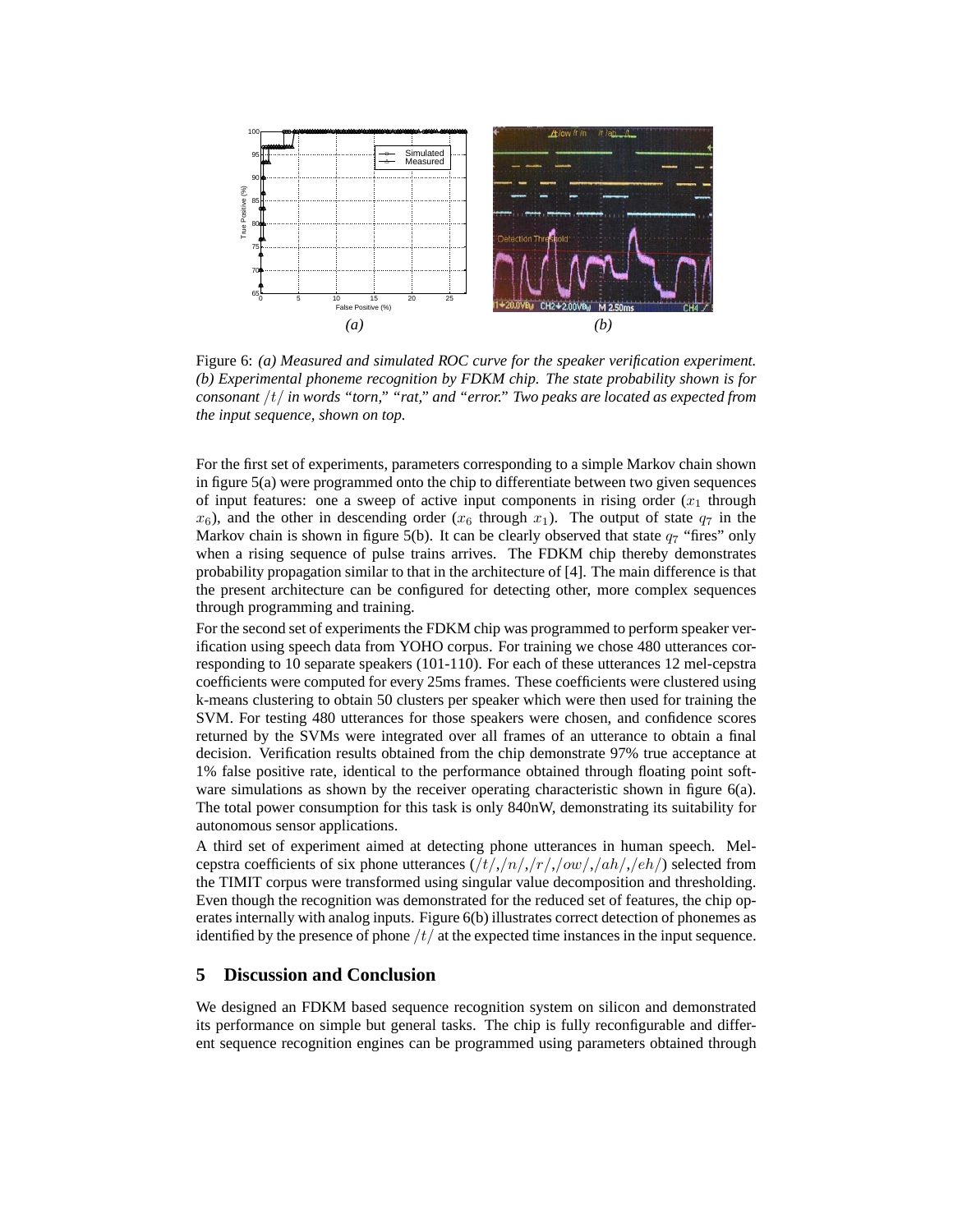Figure 6: *(a) Measured and simulated ROC curve for the speaker verification experiment. (b) Experimental phoneme recognition by FDKM chip. The state probability shown is for consonant $/t/$ in words "torn," "rat," and "error." Two peaks are located as expected from the input sequence, shown on top.*

For the first set of experiments, parameters corresponding to a simple Markov chain shown in figure 5(a) were programmed onto the chip to differentiate between two given sequences of input features: one a sweep of active input components in rising order ($x_1$ through $x_6$), and the other in descending order ($x_6$ through $x_1$). The output of state $q_7$ in the Markov chain is shown in figure 5(b). It can be clearly observed that state $q_7$ "fires" only when a rising sequence of pulse trains arrives. The FDKM chip thereby demonstrates probability propagation similar to that in the architecture of [4]. The main difference is that the present architecture can be configured for detecting other, more complex sequences through programming and training.

For the second set of experiments the FDKM chip was programmed to perform speaker verification using speech data from YOHO corpus. For training we chose 480 utterances corresponding to 10 separate speakers (101-110). For each of these utterances 12 mel-cepstra coefficients were computed for every 25ms frames. These coefficients were clustered using k-means clustering to obtain 50 clusters per speaker which were then used for training the SVM. For testing 480 utterances for those speakers were chosen, and confidence scores returned by the SVMs were integrated over all frames of an utterance to obtain a final decision. Verification results obtained from the chip demonstrate 97% true acceptance at 1% false positive rate, identical to the performance obtained through floating point software simulations as shown by the receiver operating characteristic shown in figure 6(a). The total power consumption for this task is only 840nW, demonstrating its suitability for autonomous sensor applications.

A third set of experiment aimed at detecting phone utterances in human speech. Mel-cepstra coefficients of six phone utterances ($/t/$,$/n/$,$/r/$,$/ow/$,$/ah/$,$/eh/$) selected from the TIMIT corpus were transformed using singular value decomposition and thresholding. Even though the recognition was demonstrated for the reduced set of features, the chip operates internally with analog inputs. Figure 6(b) illustrates correct detection of phonemes as identified by the presence of phone $/t/$ at the expected time instances in the input sequence.

## 5 Discussion and Conclusion

We designed an FDKM based sequence recognition system on silicon and demonstrated its performance on simple but general tasks. The chip is fully reconfigurable and different sequence recognition engines can be programmed using parameters obtained through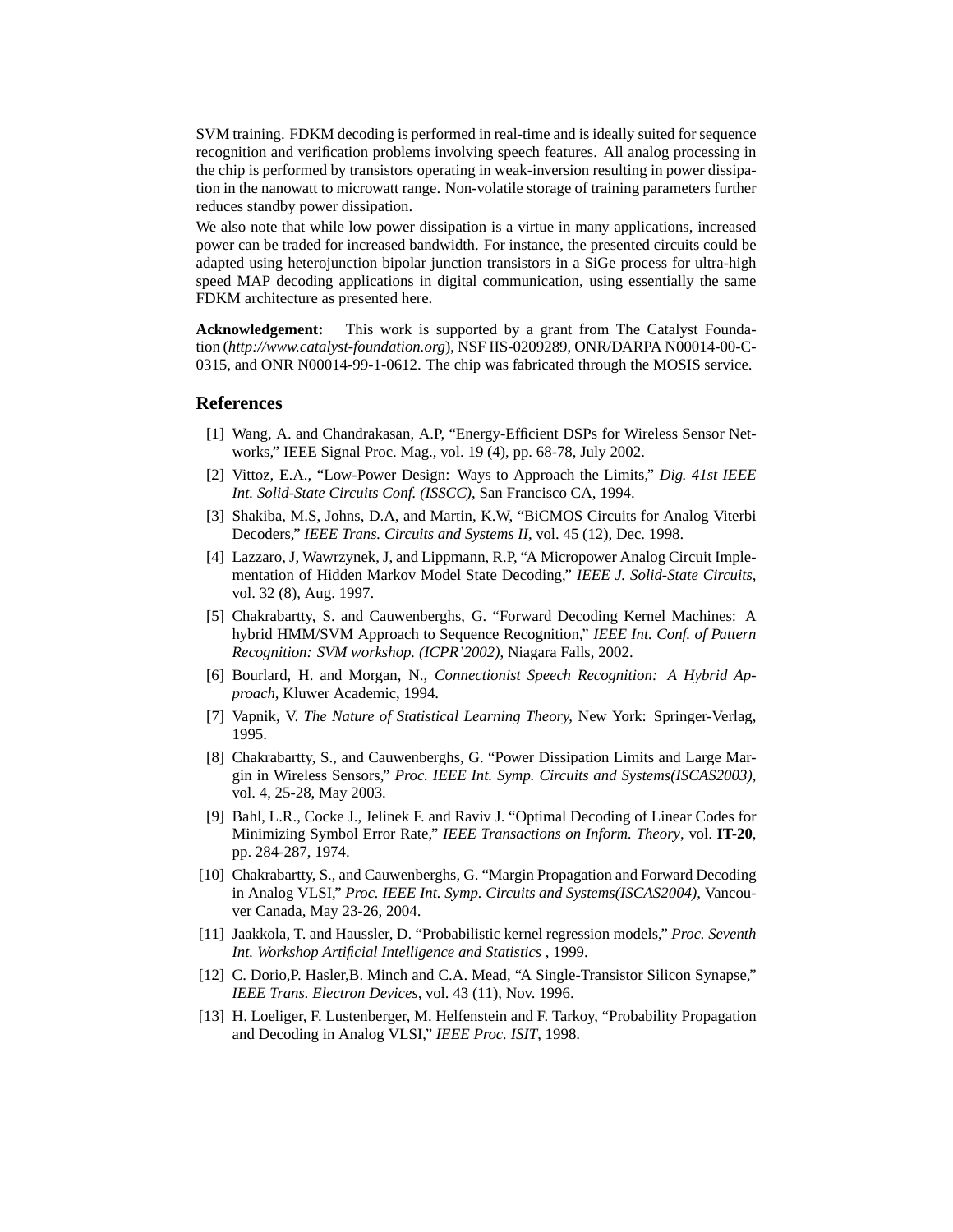SVM training. FDKM decoding is performed in real-time and is ideally suited for sequence recognition and verification problems involving speech features. All analog processing in the chip is performed by transistors operating in weak-inversion resulting in power dissipation in the nanowatt to microwatt range. Non-volatile storage of training parameters further reduces standby power dissipation.

We also note that while low power dissipation is a virtue in many applications, increased power can be traded for increased bandwidth. For instance, the presented circuits could be adapted using heterojunction bipolar junction transistors in a SiGe process for ultra-high speed MAP decoding applications in digital communication, using essentially the same FDKM architecture as presented here.

**Acknowledgement:** This work is supported by a grant from The Catalyst Foundation (*http://www.catalyst-foundation.org*), NSF IIS-0209289, ONR/DARPA N00014-00-C-0315, and ONR N00014-99-1-0612. The chip was fabricated through the MOSIS service.

## References

[1] Wang, A. and Chandrakasan, A.P, "Energy-Efficient DSPs for Wireless Sensor Networks," IEEE Signal Proc. Mag., vol. 19 (4), pp. 68-78, July 2002.

[2] Vittoz, E.A., "Low-Power Design: Ways to Approach the Limits," *Dig. 41st IEEE Int. Solid-State Circuits Conf. (ISSCC)*, San Francisco CA, 1994.

[3] Shakiba, M.S, Johns, D.A, and Martin, K.W, "BiCMOS Circuits for Analog Viterbi Decoders," *IEEE Trans. Circuits and Systems II*, vol. 45 (12), Dec. 1998.

[4] Lazzaro, J, Wawrzynek, J, and Lippmann, R.P, "A Micropower Analog Circuit Implementation of Hidden Markov Model State Decoding," *IEEE J. Solid-State Circuits*, vol. 32 (8), Aug. 1997.

[5] Chakrabartty, S. and Cauwenberghs, G. "Forward Decoding Kernel Machines: A hybrid HMM/SVM Approach to Sequence Recognition," *IEEE Int. Conf. of Pattern Recognition: SVM workshop. (ICPR'2002)*, Niagara Falls, 2002.

[6] Bourlard, H. and Morgan, N., *Connectionist Speech Recognition: A Hybrid Approach*, Kluwer Academic, 1994.

[7] Vapnik, V. *The Nature of Statistical Learning Theory*, New York: Springer-Verlag, 1995.

[8] Chakrabartty, S., and Cauwenberghs, G. "Power Dissipation Limits and Large Margin in Wireless Sensors," *Proc. IEEE Int. Symp. Circuits and Systems(ISCAS2003)*, vol. 4, 25-28, May 2003.

[9] Bahl, L.R., Cocke J., Jelinek F. and Raviv J. "Optimal Decoding of Linear Codes for Minimizing Symbol Error Rate," *IEEE Transactions on Inform. Theory*, vol. **IT-20**, pp. 284-287, 1974.

[10] Chakrabartty, S., and Cauwenberghs, G. "Margin Propagation and Forward Decoding in Analog VLSI," *Proc. IEEE Int. Symp. Circuits and Systems(ISCAS2004)*, Vancouver Canada, May 23-26, 2004.

[11] Jaakkola, T. and Haussler, D. "Probabilistic kernel regression models," *Proc. Seventh Int. Workshop Artificial Intelligence and Statistics* , 1999.

[12] C. Dorio,P. Hasler,B. Minch and C.A. Mead, "A Single-Transistor Silicon Synapse," *IEEE Trans. Electron Devices*, vol. 43 (11), Nov. 1996.

[13] H. Loeliger, F. Lustenberger, M. Helfenstein and F. Tarkoy, "Probability Propagation and Decoding in Analog VLSI," *IEEE Proc. ISIT*, 1998.